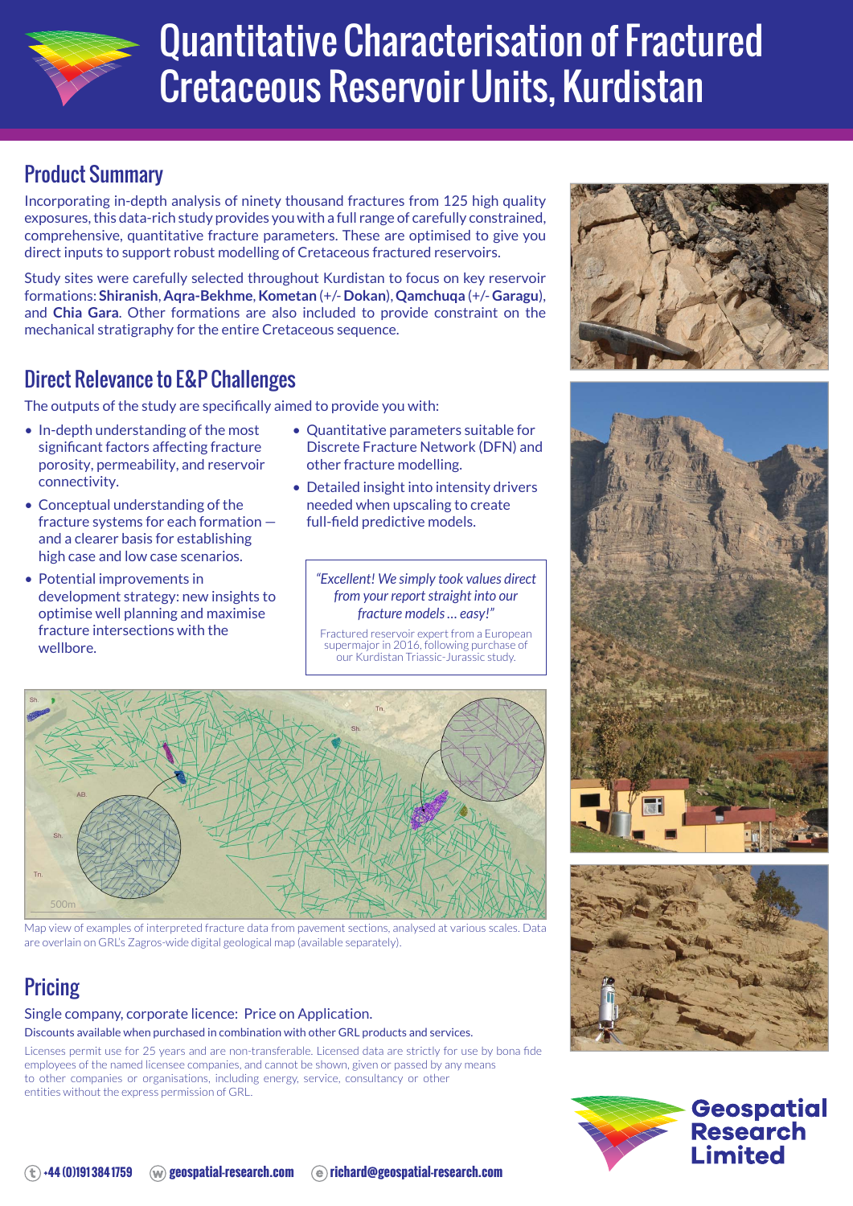# Quantitative Characterisation of Fractured Cretaceous Reservoir Units, Kurdistan

## Product Summary

Incorporating in-depth analysis of ninety thousand fractures from 125 high quality exposures, this data-rich study provides you with a full range of carefully constrained, comprehensive, quantitative fracture parameters. These are optimised to give you direct inputs to support robust modelling of Cretaceous fractured reservoirs.

Study sites were carefully selected throughout Kurdistan to focus on key reservoir formations: **Shiranish**, **Aqra-Bekhme**, **Kometan** (+/- **Dokan**), **Qamchuqa** (+/- **Garagu**), and **Chia Gara**. Other formations are also included to provide constraint on the mechanical stratigraphy for the entire Cretaceous sequence.

## Direct Relevance to E&P Challenges

The outputs of the study are specifically aimed to provide you with:

- In-depth understanding of the most significant factors affecting fracture porosity, permeability, and reservoir connectivity.
- Conceptual understanding of the fracture systems for each formation — and a clearer basis for establishing high case and low case scenarios.
- Potential improvements in development strategy: new insights to optimise well planning and maximise fracture intersections with the wellbore.
- Quantitative parameters suitable for Discrete Fracture Network (DFN) and other fracture modelling.
- Detailed insight into intensity drivers needed when upscaling to create full-field predictive models.

> *"Excellent! We simply took values direct from your report straight into our fracture models … easy!"*
>
> Fractured reservoir expert from a European supermajor in 2016, following purchase of our Kurdistan Triassic-Jurassic study.

Map view of examples of interpreted fracture data from pavement sections, analysed at various scales. Data are overlain on GRL's Zagros-wide digital geological map (available separately).

## Pricing

Single company, corporate licence: Price on Application.

Discounts available when purchased in combination with other GRL products and services.

Licenses permit use for 25 years and are non-transferable. Licensed data are strictly for use by bona fide employees of the named licensee companies, and cannot be shown, given or passed by any means to other companies or organisations, including energy, service, consultancy or other entities without the express permission of GRL.

**Geospatial Research Limited**

t +44 (0)191 384 1759 | w geospatial-research.com | e richard@geospatial-research.com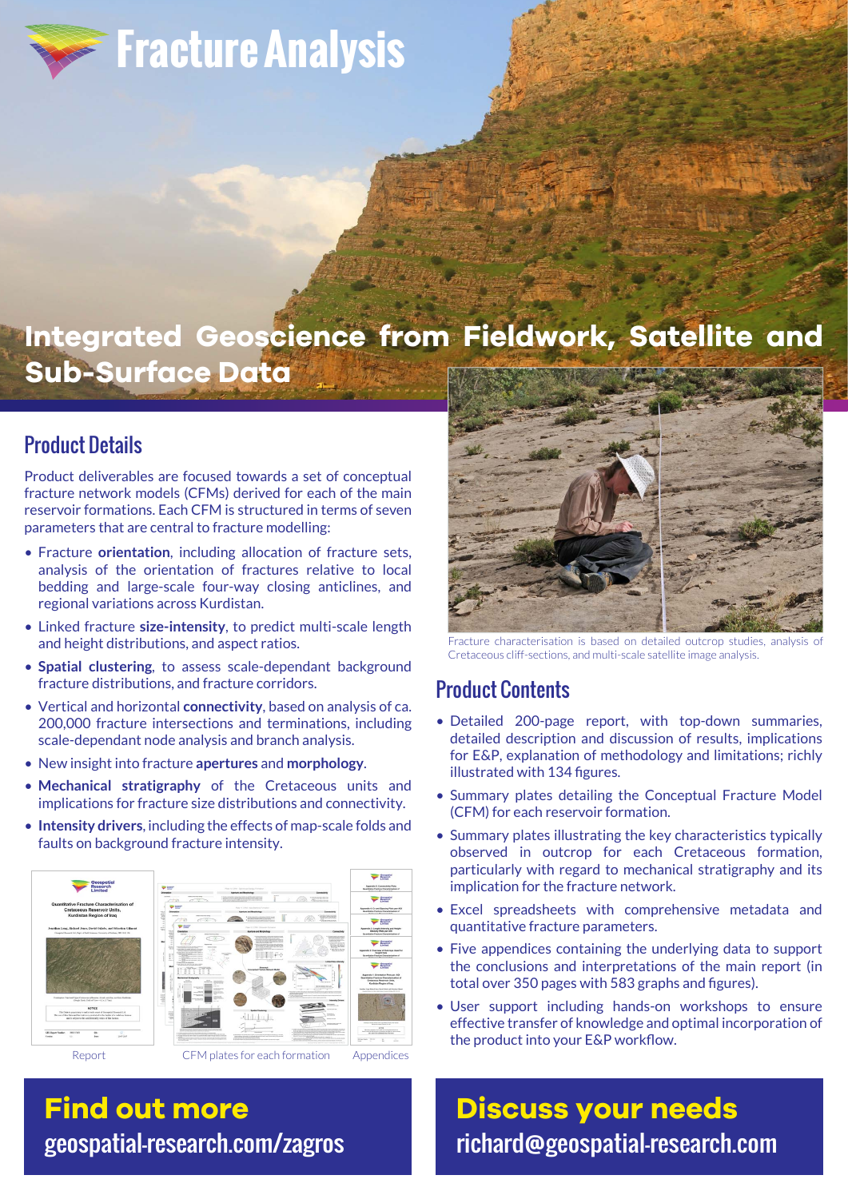# Fracture Analysis

## Integrated Geoscience from Fieldwork, Satellite and Sub-Surface Data

## Product Details

Product deliverables are focused towards a set of conceptual fracture network models (CFMs) derived for each of the main reservoir formations. Each CFM is structured in terms of seven parameters that are central to fracture modelling:

- Fracture **orientation**, including allocation of fracture sets, analysis of the orientation of fractures relative to local bedding and large-scale closing four-way closing anticlines, and regional variations across Kurdistan.
- Linked fracture **size-intensity**, to predict multi-scale length and height distributions, and aspect ratios.
- **Spatial clustering**, to assess scale-dependant background fracture distributions, and fracture corridors.
- Vertical and horizontal **connectivity**, based on analysis of ca. 200,000 fracture intersections and terminations, including scale-dependant node analysis and branch analysis.
- New insight into fracture **apertures** and **morphology**.
- **Mechanical stratigraphy** of the Cretaceous units and implications for fracture size distributions and connectivity.
- **Intensity drivers**, including the effects of map-scale folds and faults on background fracture intensity.

Report

CFM plates for each formation

Appendices

Fracture characterisation is based on detailed outcrop studies, analysis of Cretaceous cliff-sections, and multi-scale satellite image analysis.

## Product Contents

- Detailed 200-page report, with top-down summaries, detailed description and discussion of results, implications for E&P, explanation of methodology and limitations; richly illustrated with 134 figures.
- Summary plates detailing the Conceptual Fracture Model (CFM) for each reservoir formation.
- Summary plates illustrating the key characteristics typically observed in outcrop for each Cretaceous formation, particularly with regard to mechanical stratigraphy and its implication for the fracture network.
- Excel spreadsheets with comprehensive metadata and quantitative fracture parameters.
- Five appendices containing the underlying data to support the conclusions and interpretations of the main report (in total over 350 pages with 583 graphs and figures).
- User support including hands-on workshops to ensure effective transfer of knowledge and optimal incorporation of the product into your E&P workflow.

**Find out more**
geospatial-research.com/zagros

**Discuss your needs**
richard@geospatial-research.com